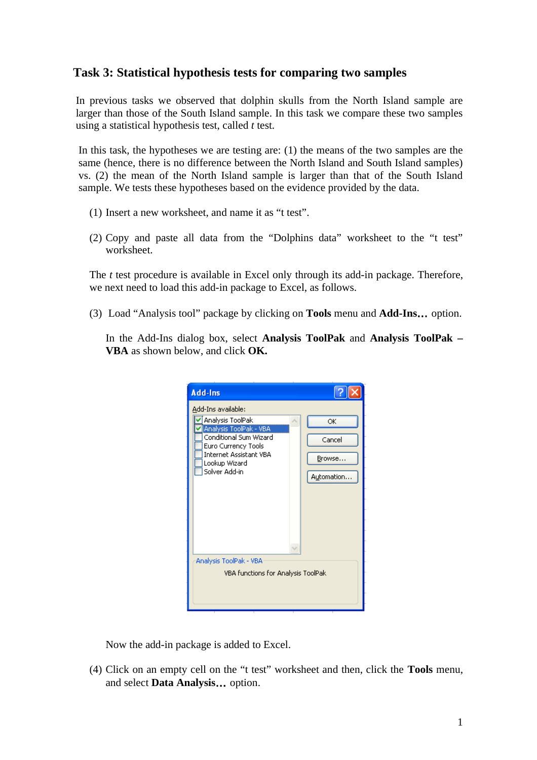## Task 3: Statistical hypothesis tests for comparing two samples

In previous tasks we observed that dolphin skulls from the North Island sample are larger than those of the South Island sample. In this task we compare these two samples using a statistical hypothesis test, called *t* test.

In this task, the hypotheses we are testing are: (1) the means of the two samples are the same (hence, there is no difference between the North Island and South Island samples) vs. (2) the mean of the North Island sample is larger than that of the South Island sample. We tests these hypotheses based on the evidence provided by the data.

(1) Insert a new worksheet, and name it as “t test”.

(2) Copy and paste all data from the “Dolphins data” worksheet to the “t test” worksheet.

The *t* test procedure is available in Excel only through its add-in package. Therefore, we next need to load this add-in package to Excel, as follows.

(3) Load “Analysis tool” package by clicking on **Tools** menu and **Add-Ins…** option.

In the Add-Ins dialog box, select **Analysis ToolPak** and **Analysis ToolPak – VBA** as shown below, and click **OK.**

Now the add-in package is added to Excel.

(4) Click on an empty cell on the “t test” worksheet and then, click the **Tools** menu, and select **Data Analysis…** option.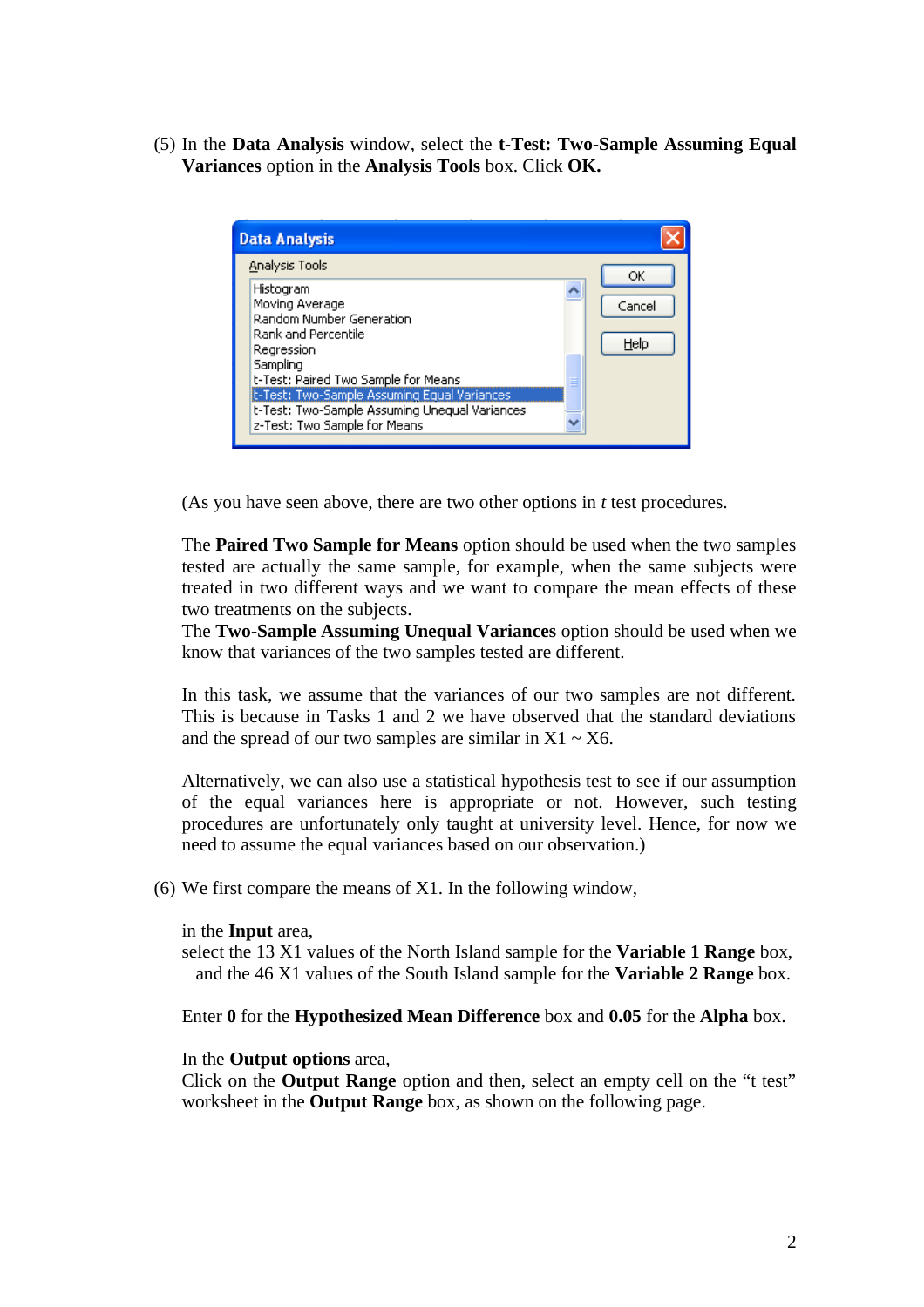(5) In the **Data Analysis** window, select the **t-Test: Two-Sample Assuming Equal Variances** option in the **Analysis Tools** box. Click **OK.**

(As you have seen above, there are two other options in *t* test procedures.

The **Paired Two Sample for Means** option should be used when the two samples tested are actually the same sample, for example, when the same subjects were treated in two different ways and we want to compare the mean effects of these two treatments on the subjects.
The **Two-Sample Assuming Unequal Variances** option should be used when we know that variances of the two samples tested are different.

In this task, we assume that the variances of our two samples are not different. This is because in Tasks 1 and 2 we have observed that the standard deviations and the spread of our two samples are similar in X1 ~ X6.

Alternatively, we can also use a statistical hypothesis test to see if our assumption of the equal variances here is appropriate or not. However, such testing procedures are unfortunately only taught at university level. Hence, for now we need to assume the equal variances based on our observation.)

(6) We first compare the means of X1. In the following window,

in the **Input** area,
select the 13 X1 values of the North Island sample for the **Variable 1 Range** box,
and the 46 X1 values of the South Island sample for the **Variable 2 Range** box.

Enter **0** for the **Hypothesized Mean Difference** box and **0.05** for the **Alpha** box.

In the **Output options** area,
Click on the **Output Range** option and then, select an empty cell on the "t test" worksheet in the **Output Range** box, as shown on the following page.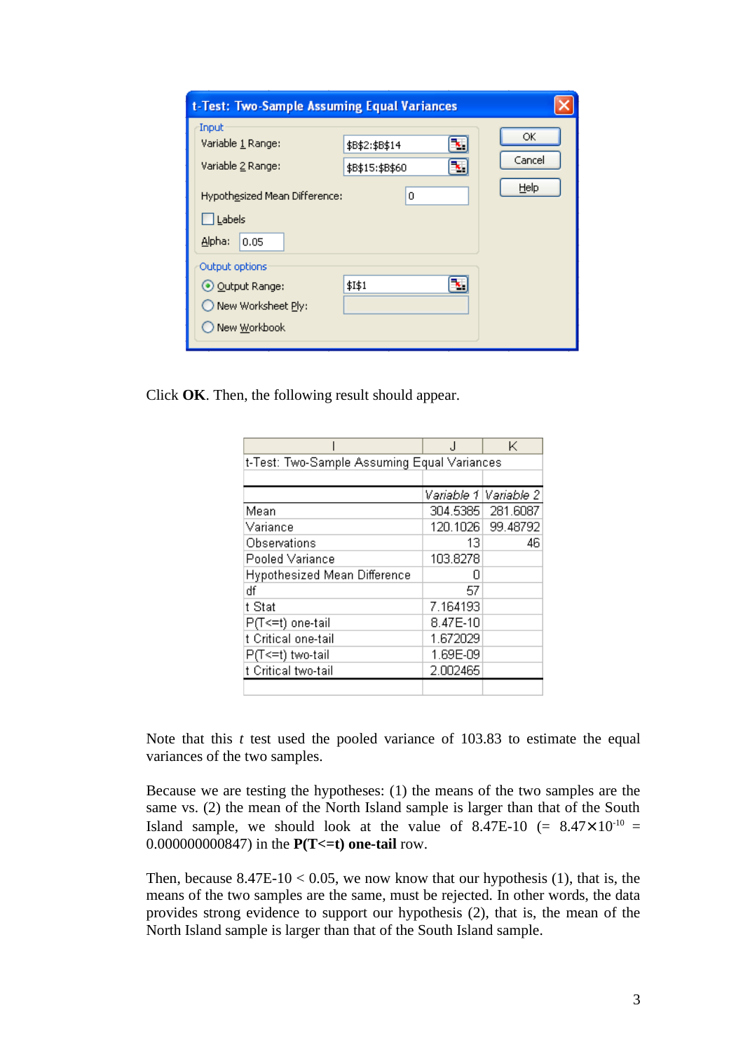**t-Test: Two-Sample Assuming Equal Variances**

**Input**

Variable 1 Range: $B$2:$B$14

Variable 2 Range: $B$15:$B$60

Hypothesized Mean Difference: 0

☐ Labels

Alpha: 0.05

**Output options**

◉ Output Range: $I$1

○ New Worksheet Ply:

○ New Workbook

[OK] [Cancel] [Help]

Click **OK**. Then, the following result should appear.

| I | J | K |
|---|---|---|
| t-Test: Two-Sample Assuming Equal Variances | | |
| | | |
| | *Variable 1* | *Variable 2* |
| Mean | 304.5385 | 281.6087 |
| Variance | 120.1026 | 99.48792 |
| Observations | 13 | 46 |
| Pooled Variance | 103.8278 | |
| Hypothesized Mean Difference | 0 | |
| df | 57 | |
| t Stat | 7.164193 | |
| P(T<=t) one-tail | 8.47E-10 | |
| t Critical one-tail | 1.672029 | |
| P(T<=t) two-tail | 1.69E-09 | |
| t Critical two-tail | 2.002465 | |

Note that this *t* test used the pooled variance of 103.83 to estimate the equal variances of the two samples.

Because we are testing the hypotheses: (1) the means of the two samples are the same vs. (2) the mean of the North Island sample is larger than that of the South Island sample, we should look at the value of 8.47E-10 (= $8.47 \times 10^{-10}$ = 0.000000000847) in the **P(T<=t) one-tail** row.

Then, because 8.47E-10 < 0.05, we now know that our hypothesis (1), that is, the means of the two samples are the same, must be rejected. In other words, the data provides strong evidence to support our hypothesis (2), that is, the mean of the North Island sample is larger than that of the South Island sample.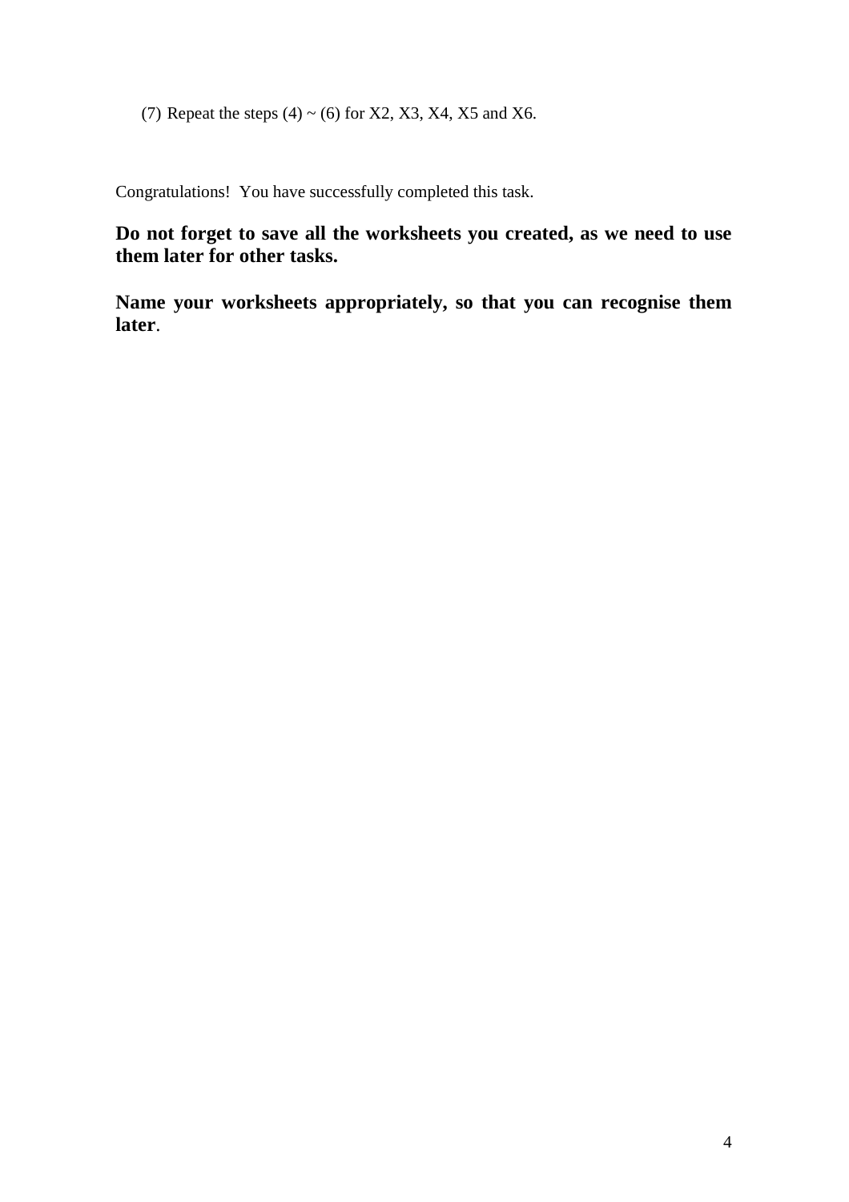(7) Repeat the steps (4) ~ (6) for X2, X3, X4, X5 and X6.

Congratulations!  You have successfully completed this task.

**Do not forget to save all the worksheets you created, as we need to use them later for other tasks.**

**Name your worksheets appropriately, so that you can recognise them later**.